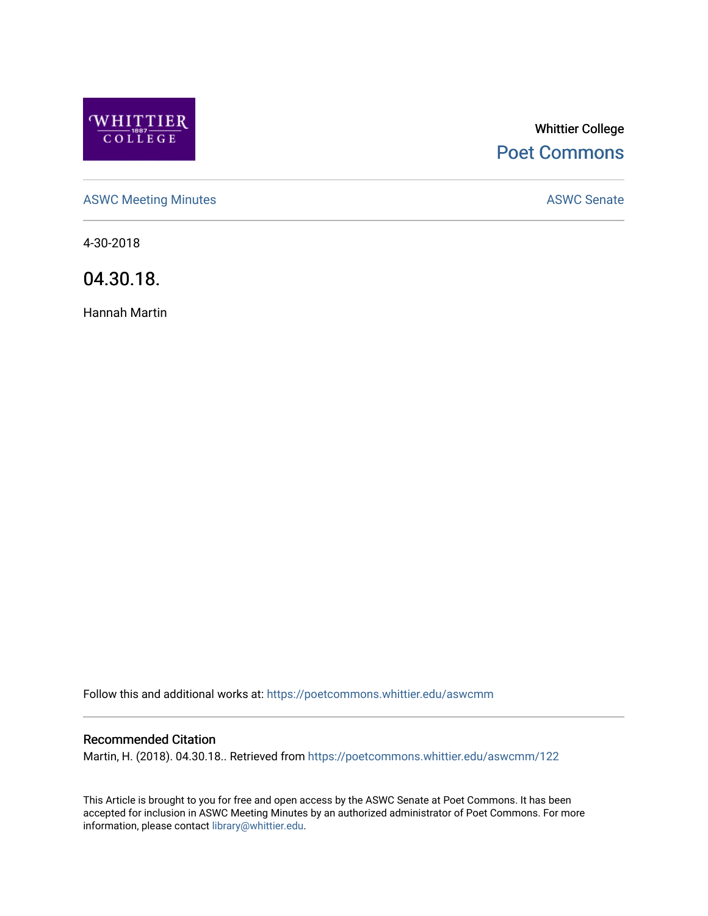Whittier College

Poet Commons

ASWC Meeting Minutes

ASWC Senate

4-30-2018

# 04.30.18.

Hannah Martin

Follow this and additional works at: https://poetcommons.whittier.edu/aswcmm

## Recommended Citation

Martin, H. (2018). 04.30.18.. Retrieved from https://poetcommons.whittier.edu/aswcmm/122

This Article is brought to you for free and open access by the ASWC Senate at Poet Commons. It has been accepted for inclusion in ASWC Meeting Minutes by an authorized administrator of Poet Commons. For more information, please contact library@whittier.edu.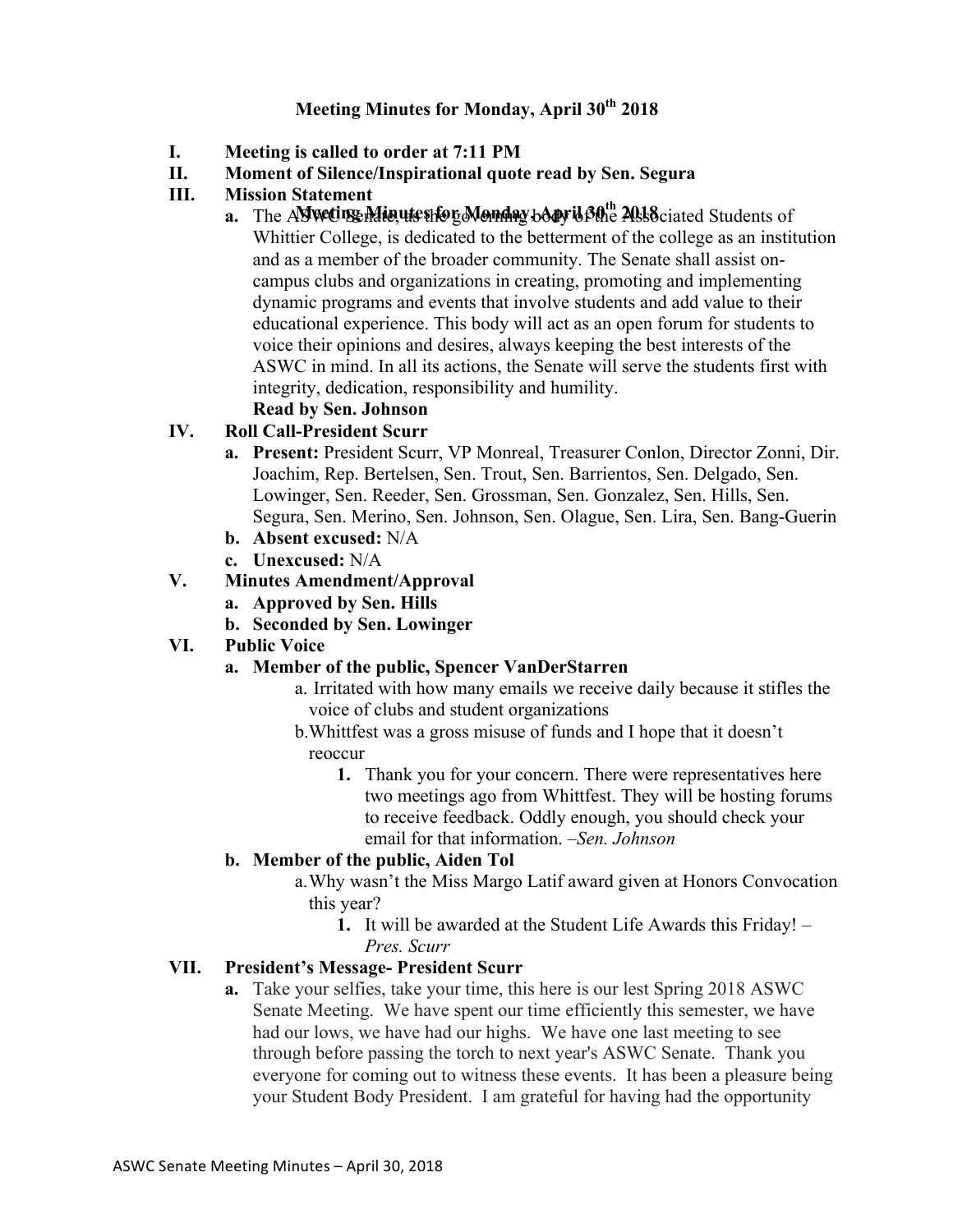## Meeting Minutes for Monday, April 30th 2018

**I. Meeting is called to order at 7:11 PM**

**II. Moment of Silence/Inspirational quote read by Sen. Segura**

**III. Mission Statement**

a. The ASWC Senate, as the governing body of the Associated Students of Whittier College, is dedicated to the betterment of the college as an institution and as a member of the broader community. The Senate shall assist on-campus clubs and organizations in creating, promoting and implementing dynamic programs and events that involve students and add value to their educational experience. This body will act as an open forum for students to voice their opinions and desires, always keeping the best interests of the ASWC in mind. In all its actions, the Senate will serve the students first with integrity, dedication, responsibility and humility.
**Read by Sen. Johnson**

**IV. Roll Call-President Scurr**

a. **Present:** President Scurr, VP Monreal, Treasurer Conlon, Director Zonni, Dir. Joachim, Rep. Bertelsen, Sen. Trout, Sen. Barrientos, Sen. Delgado, Sen. Lowinger, Sen. Reeder, Sen. Grossman, Sen. Gonzalez, Sen. Hills, Sen. Segura, Sen. Merino, Sen. Johnson, Sen. Olague, Sen. Lira, Sen. Bang-Guerin

b. **Absent excused:** N/A

c. **Unexcused:** N/A

**V. Minutes Amendment/Approval**

a. **Approved by Sen. Hills**

b. **Seconded by Sen. Lowinger**

**VI. Public Voice**

a. **Member of the public, Spencer VanDerStarren**

   a. Irritated with how many emails we receive daily because it stifles the voice of clubs and student organizations

   b. Whittfest was a gross misuse of funds and I hope that it doesn't reoccur

      1. Thank you for your concern. There were representatives here two meetings ago from Whittfest. They will be hosting forums to receive feedback. Oddly enough, you should check your email for that information. *–Sen. Johnson*

b. **Member of the public, Aiden Tol**

   a. Why wasn't the Miss Margo Latif award given at Honors Convocation this year?

      1. It will be awarded at the Student Life Awards this Friday! – *Pres. Scurr*

**VII. President's Message- President Scurr**

a. Take your selfies, take your time, this here is our lest Spring 2018 ASWC Senate Meeting. We have spent our time efficiently this semester, we have had our lows, we have had our highs. We have one last meeting to see through before passing the torch to next year's ASWC Senate. Thank you everyone for coming out to witness these events. It has been a pleasure being your Student Body President. I am grateful for having had the opportunity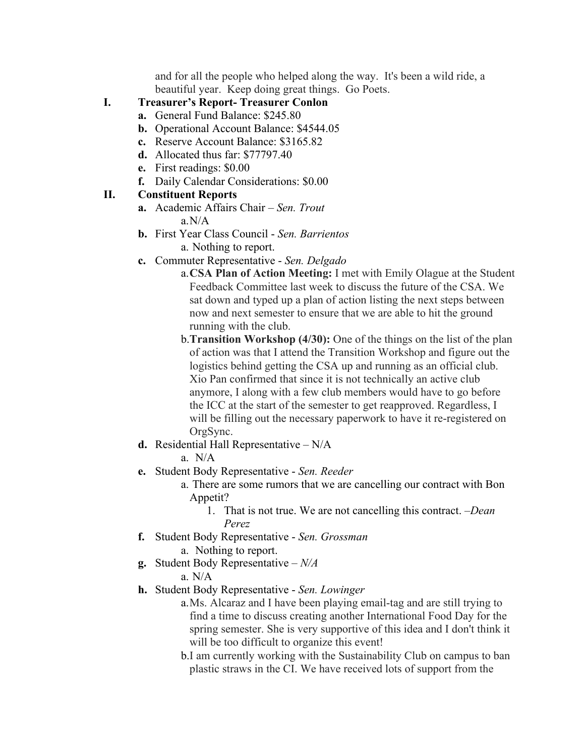and for all the people who helped along the way. It's been a wild ride, a beautiful year. Keep doing great things. Go Poets.

I. **Treasurer's Report- Treasurer Conlon**
   - **a.** General Fund Balance: $245.80
   - **b.** Operational Account Balance: $4544.05
   - **c.** Reserve Account Balance: $3165.82
   - **d.** Allocated thus far: $77797.40
   - **e.** First readings: $0.00
   - **f.** Daily Calendar Considerations: $0.00

II. **Constituent Reports**
   - **a.** Academic Affairs Chair – *Sen. Trout*
     - a. N/A
   - **b.** First Year Class Council - *Sen. Barrientos*
     - a. Nothing to report.
   - **c.** Commuter Representative - *Sen. Delgado*
     - a. **CSA Plan of Action Meeting:** I met with Emily Olague at the Student Feedback Committee last week to discuss the future of the CSA. We sat down and typed up a plan of action listing the next steps between now and next semester to ensure that we are able to hit the ground running with the club.
     - b. **Transition Workshop (4/30):** One of the things on the list of the plan of action was that I attend the Transition Workshop and figure out the logistics behind getting the CSA up and running as an official club. Xio Pan confirmed that since it is not technically an active club anymore, I along with a few club members would have to go before the ICC at the start of the semester to get reapproved. Regardless, I will be filling out the necessary paperwork to have it re-registered on OrgSync.
   - **d.** Residential Hall Representative – N/A
     - a. N/A
   - **e.** Student Body Representative - *Sen. Reeder*
     - a. There are some rumors that we are cancelling our contract with Bon Appetit?
       1. That is not true. We are not cancelling this contract. –*Dean Perez*
   - **f.** Student Body Representative - *Sen. Grossman*
     - a. Nothing to report.
   - **g.** Student Body Representative – *N/A*
     - a. N/A
   - **h.** Student Body Representative - *Sen. Lowinger*
     - a. Ms. Alcaraz and I have been playing email-tag and are still trying to find a time to discuss creating another International Food Day for the spring semester. She is very supportive of this idea and I don't think it will be too difficult to organize this event!
     - b. I am currently working with the Sustainability Club on campus to ban plastic straws in the CI. We have received lots of support from the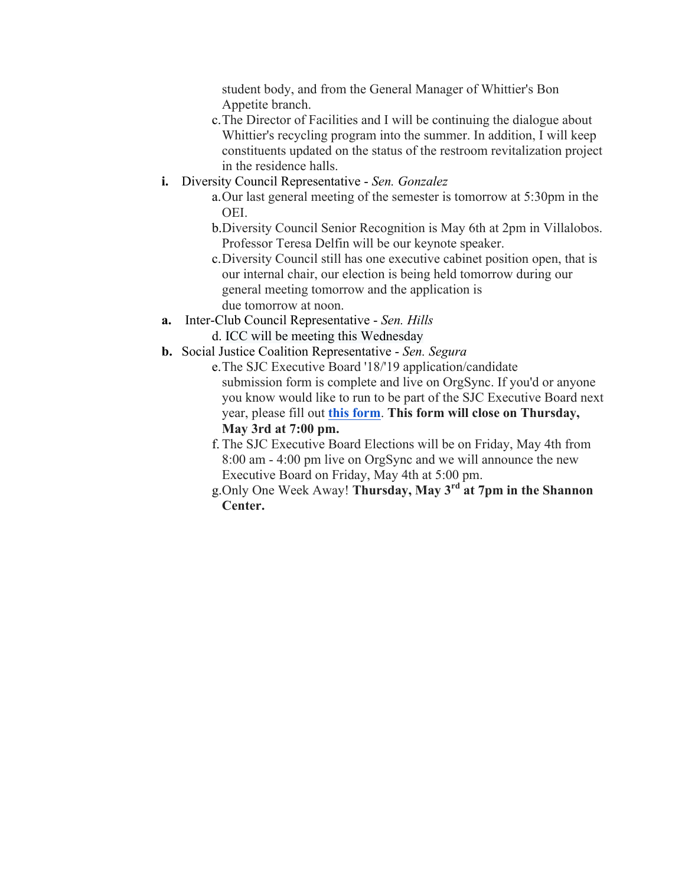student body, and from the General Manager of Whittier's Bon Appetite branch.

c. The Director of Facilities and I will be continuing the dialogue about Whittier's recycling program into the summer. In addition, I will keep constituents updated on the status of the restroom revitalization project in the residence halls.

**i.** Diversity Council Representative - *Sen. Gonzalez*

a. Our last general meeting of the semester is tomorrow at 5:30pm in the OEI.

b. Diversity Council Senior Recognition is May 6th at 2pm in Villalobos. Professor Teresa Delfin will be our keynote speaker.

c. Diversity Council still has one executive cabinet position open, that is our internal chair, our election is being held tomorrow during our general meeting tomorrow and the application is due tomorrow at noon.

**a.** Inter-Club Council Representative - *Sen. Hills*

d. ICC will be meeting this Wednesday

**b.** Social Justice Coalition Representative - *Sen. Segura*

e. The SJC Executive Board '18/'19 application/candidate submission form is complete and live on OrgSync. If you'd or anyone you know would like to run to be part of the SJC Executive Board next year, please fill out **this form**. **This form will close on Thursday, May 3rd at 7:00 pm.**

f. The SJC Executive Board Elections will be on Friday, May 4th from 8:00 am - 4:00 pm live on OrgSync and we will announce the new Executive Board on Friday, May 4th at 5:00 pm.

g. Only One Week Away! **Thursday, May 3rd at 7pm in the Shannon Center.**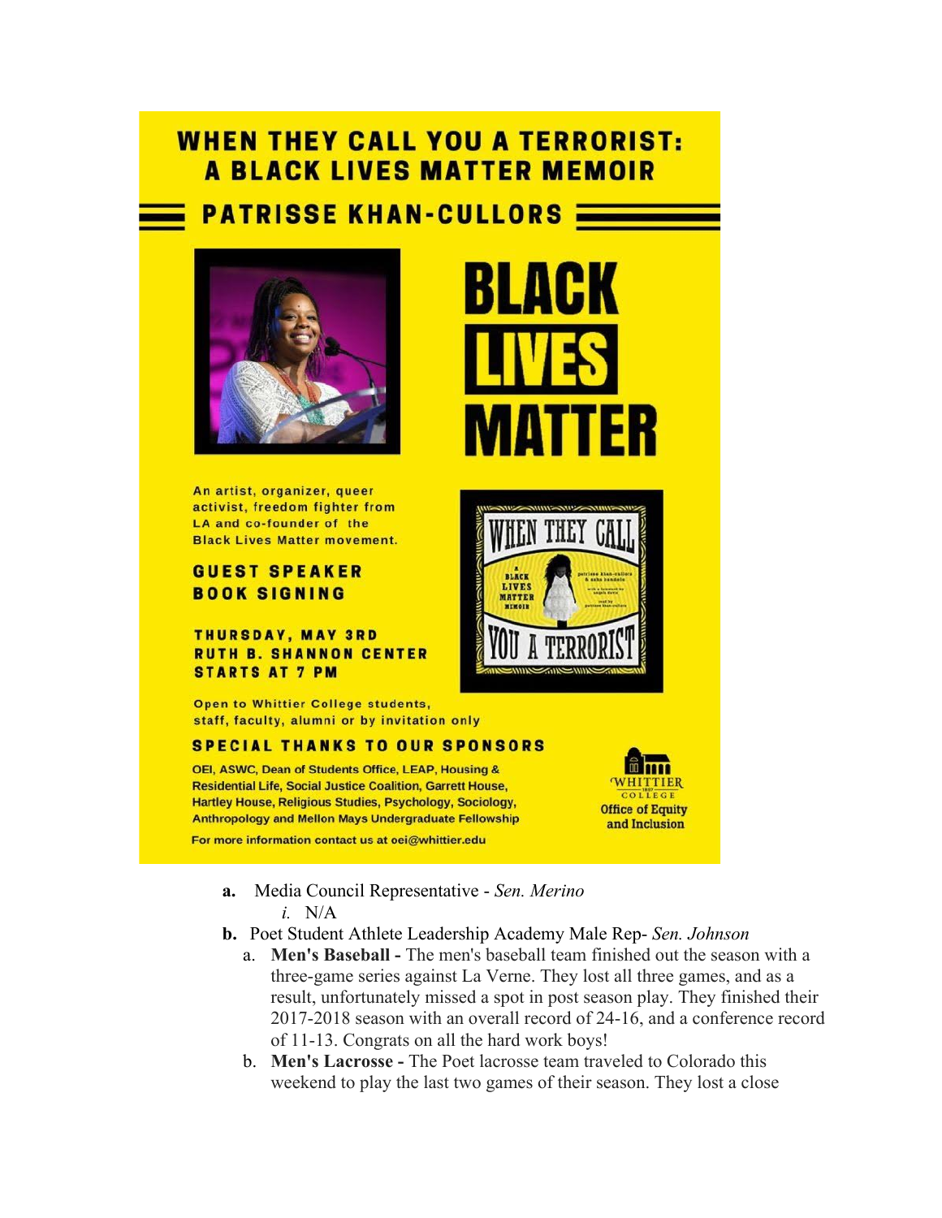# WHEN THEY CALL YOU A TERRORIST: A BLACK LIVES MATTER MEMOIR

## PATRISSE KHAN-CULLORS

**BLACK LIVES MATTER**

An artist, organizer, queer activist, freedom fighter from LA and co-founder of the Black Lives Matter movement.

**GUEST SPEAKER**
**BOOK SIGNING**

**THURSDAY, MAY 3RD**
**RUTH B. SHANNON CENTER**
**STARTS AT 7 PM**

Open to Whittier College students, staff, faculty, alumni or by invitation only

**SPECIAL THANKS TO OUR SPONSORS**

OEI, ASWC, Dean of Students Office, LEAP, Housing & Residential Life, Social Justice Coalition, Garrett House, Hartley House, Religious Studies, Psychology, Sociology, Anthropology and Mellon Mays Undergraduate Fellowship

For more information contact us at oei@whittier.edu

Whittier College Office of Equity and Inclusion

**a.** Media Council Representative - *Sen. Merino*

*i.* N/A

**b.** Poet Student Athlete Leadership Academy Male Rep- *Sen. Johnson*

a. **Men's Baseball -** The men's baseball team finished out the season with a three-game series against La Verne. They lost all three games, and as a result, unfortunately missed a spot in post season play. They finished their 2017-2018 season with an overall record of 24-16, and a conference record of 11-13. Congrats on all the hard work boys!

b. **Men's Lacrosse -** The Poet lacrosse team traveled to Colorado this weekend to play the last two games of their season. They lost a close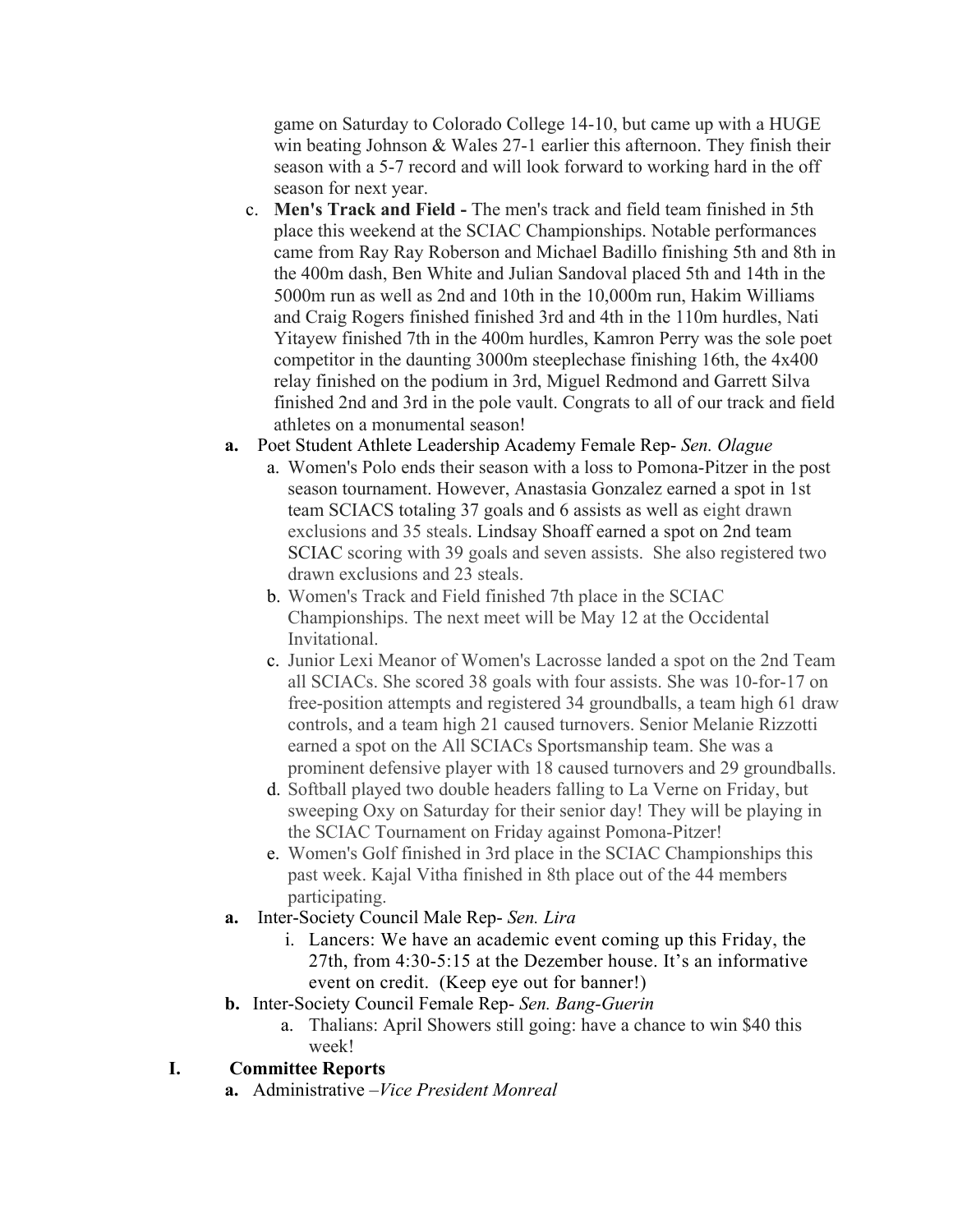game on Saturday to Colorado College 14-10, but came up with a HUGE win beating Johnson & Wales 27-1 earlier this afternoon. They finish their season with a 5-7 record and will look forward to working hard in the off season for next year.

   c. **Men's Track and Field -** The men's track and field team finished in 5th place this weekend at the SCIAC Championships. Notable performances came from Ray Ray Roberson and Michael Badillo finishing 5th and 8th in the 400m dash, Ben White and Julian Sandoval placed 5th and 14th in the 5000m run as well as 2nd and 10th in the 10,000m run, Hakim Williams and Craig Rogers finished finished 3rd and 4th in the 110m hurdles, Nati Yitayew finished 7th in the 400m hurdles, Kamron Perry was the sole poet competitor in the daunting 3000m steeplechase finishing 16th, the 4x400 relay finished on the podium in 3rd, Miguel Redmond and Garrett Silva finished 2nd and 3rd in the pole vault. Congrats to all of our track and field athletes on a monumental season!

**a.** Poet Student Athlete Leadership Academy Female Rep- *Sen. Olague*

   a. Women's Polo ends their season with a loss to Pomona-Pitzer in the post season tournament. However, Anastasia Gonzalez earned a spot in 1st team SCIACS totaling 37 goals and 6 assists as well as eight drawn exclusions and 35 steals. Lindsay Shoaff earned a spot on 2nd team SCIAC scoring with 39 goals and seven assists. She also registered two drawn exclusions and 23 steals.

   b. Women's Track and Field finished 7th place in the SCIAC Championships. The next meet will be May 12 at the Occidental Invitational.

   c. Junior Lexi Meanor of Women's Lacrosse landed a spot on the 2nd Team all SCIACs. She scored 38 goals with four assists. She was 10-for-17 on free-position attempts and registered 34 groundballs, a team high 61 draw controls, and a team high 21 caused turnovers. Senior Melanie Rizzotti earned a spot on the All SCIACs Sportsmanship team. She was a prominent defensive player with 18 caused turnovers and 29 groundballs.

   d. Softball played two double headers falling to La Verne on Friday, but sweeping Oxy on Saturday for their senior day! They will be playing in the SCIAC Tournament on Friday against Pomona-Pitzer!

   e. Women's Golf finished in 3rd place in the SCIAC Championships this past week. Kajal Vitha finished in 8th place out of the 44 members participating.

**a.** Inter-Society Council Male Rep- *Sen. Lira*

   i. Lancers: We have an academic event coming up this Friday, the 27th, from 4:30-5:15 at the Dezember house. It's an informative event on credit. (Keep eye out for banner!)

**b.** Inter-Society Council Female Rep- *Sen. Bang-Guerin*

   a. Thalians: April Showers still going: have a chance to win $40 this week!

**I. Committee Reports**

**a.** Administrative –*Vice President Monreal*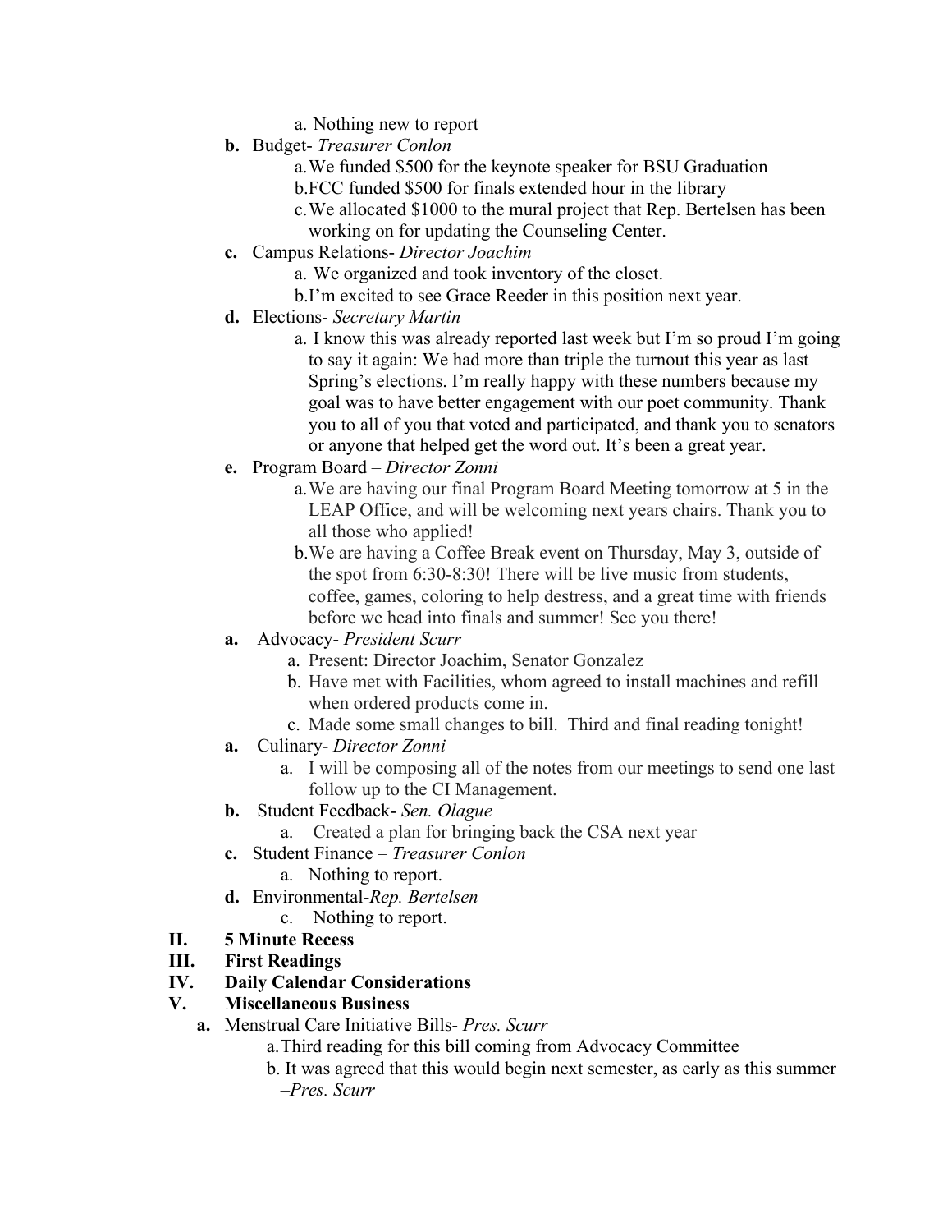a. Nothing new to report

**b.** Budget- *Treasurer Conlon*
   a. We funded $500 for the keynote speaker for BSU Graduation
   b. FCC funded $500 for finals extended hour in the library
   c. We allocated $1000 to the mural project that Rep. Bertelsen has been working on for updating the Counseling Center.

**c.** Campus Relations- *Director Joachim*
   a. We organized and took inventory of the closet.
   b. I'm excited to see Grace Reeder in this position next year.

**d.** Elections- *Secretary Martin*
   a. I know this was already reported last week but I'm so proud I'm going to say it again: We had more than triple the turnout this year as last Spring's elections. I'm really happy with these numbers because my goal was to have better engagement with our poet community. Thank you to all of you that voted and participated, and thank you to senators or anyone that helped get the word out. It's been a great year.

**e.** Program Board – *Director Zonni*
   a. We are having our final Program Board Meeting tomorrow at 5 in the LEAP Office, and will be welcoming next years chairs. Thank you to all those who applied!
   b. We are having a Coffee Break event on Thursday, May 3, outside of the spot from 6:30-8:30! There will be live music from students, coffee, games, coloring to help destress, and a great time with friends before we head into finals and summer! See you there!

**a.** Advocacy- *President Scurr*
   a. Present: Director Joachim, Senator Gonzalez
   b. Have met with Facilities, whom agreed to install machines and refill when ordered products come in.
   c. Made some small changes to bill. Third and final reading tonight!

**a.** Culinary- *Director Zonni*
   a. I will be composing all of the notes from our meetings to send one last follow up to the CI Management.

**b.** Student Feedback- *Sen. Olague*
   a. Created a plan for bringing back the CSA next year

**c.** Student Finance – *Treasurer Conlon*
   a. Nothing to report.

**d.** Environmental-*Rep. Bertelsen*
   c. Nothing to report.

**II. 5 Minute Recess**

**III. First Readings**

**IV. Daily Calendar Considerations**

**V. Miscellaneous Business**

**a.** Menstrual Care Initiative Bills- *Pres. Scurr*
   a. Third reading for this bill coming from Advocacy Committee
   b. It was agreed that this would begin next semester, as early as this summer *–Pres. Scurr*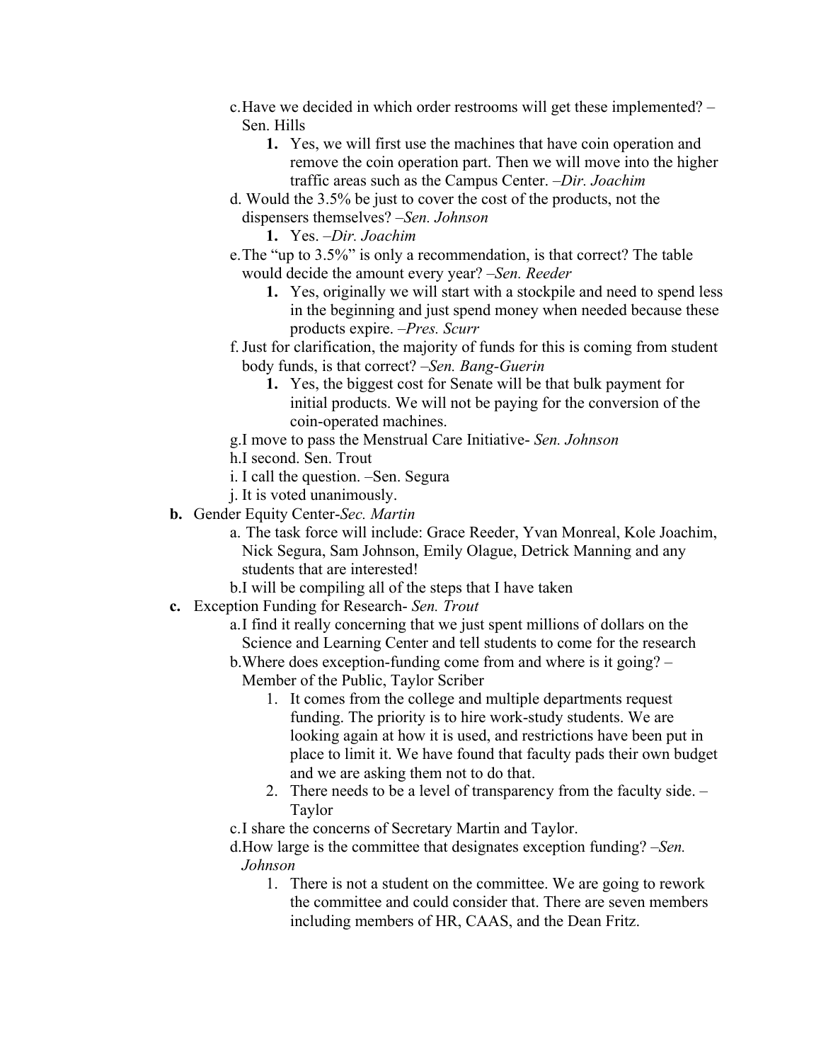- c. Have we decided in which order restrooms will get these implemented? – Sen. Hills
  1. Yes, we will first use the machines that have coin operation and remove the coin operation part. Then we will move into the higher traffic areas such as the Campus Center. –*Dir. Joachim*
- d. Would the 3.5% be just to cover the cost of the products, not the dispensers themselves? –*Sen. Johnson*
  1. Yes. –*Dir. Joachim*
- e. The "up to 3.5%" is only a recommendation, is that correct? The table would decide the amount every year? –*Sen. Reeder*
  1. Yes, originally we will start with a stockpile and need to spend less in the beginning and just spend money when needed because these products expire. –*Pres. Scurr*
- f. Just for clarification, the majority of funds for this is coming from student body funds, is that correct? –*Sen. Bang-Guerin*
  1. Yes, the biggest cost for Senate will be that bulk payment for initial products. We will not be paying for the conversion of the coin-operated machines.
- g. I move to pass the Menstrual Care Initiative- *Sen. Johnson*
- h. I second. Sen. Trout
- i. I call the question. –Sen. Segura
- j. It is voted unanimously.

**b.** Gender Equity Center-*Sec. Martin*

- a. The task force will include: Grace Reeder, Yvan Monreal, Kole Joachim, Nick Segura, Sam Johnson, Emily Olague, Detrick Manning and any students that are interested!
- b. I will be compiling all of the steps that I have taken

**c.** Exception Funding for Research- *Sen. Trout*

- a. I find it really concerning that we just spent millions of dollars on the Science and Learning Center and tell students to come for the research
- b. Where does exception-funding come from and where is it going? – Member of the Public, Taylor Scriber
  1. It comes from the college and multiple departments request funding. The priority is to hire work-study students. We are looking again at how it is used, and restrictions have been put in place to limit it. We have found that faculty pads their own budget and we are asking them not to do that.
  2. There needs to be a level of transparency from the faculty side. – Taylor
- c. I share the concerns of Secretary Martin and Taylor.
- d. How large is the committee that designates exception funding? –*Sen. Johnson*
  1. There is not a student on the committee. We are going to rework the committee and could consider that. There are seven members including members of HR, CAAS, and the Dean Fritz.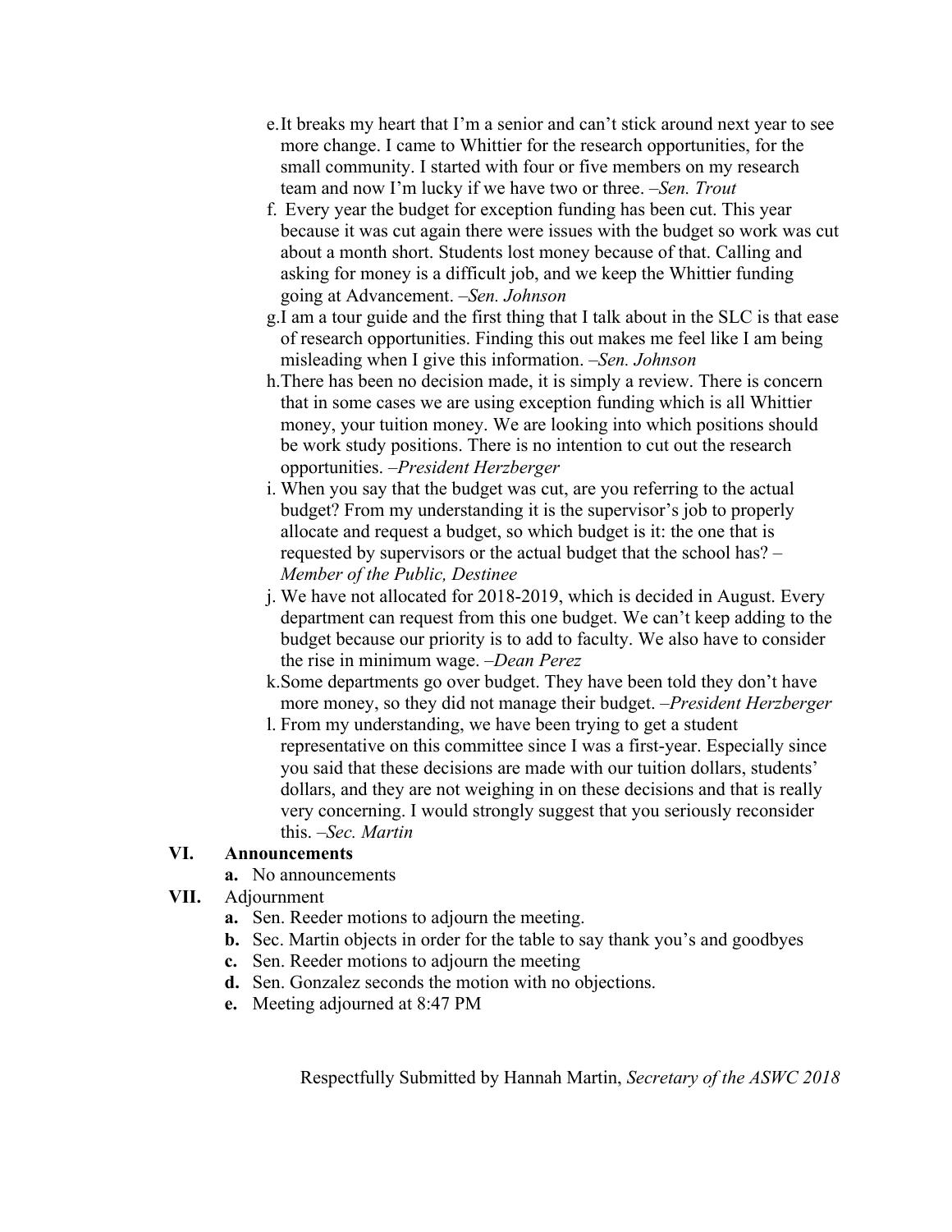e. It breaks my heart that I'm a senior and can't stick around next year to see more change. I came to Whittier for the research opportunities, for the small community. I started with four or five members on my research team and now I'm lucky if we have two or three. *–Sen. Trout*

f. Every year the budget for exception funding has been cut. This year because it was cut again there were issues with the budget so work was cut about a month short. Students lost money because of that. Calling and asking for money is a difficult job, and we keep the Whittier funding going at Advancement. *–Sen. Johnson*

g. I am a tour guide and the first thing that I talk about in the SLC is that ease of research opportunities. Finding this out makes me feel like I am being misleading when I give this information. *–Sen. Johnson*

h. There has been no decision made, it is simply a review. There is concern that in some cases we are using exception funding which is all Whittier money, your tuition money. We are looking into which positions should be work study positions. There is no intention to cut out the research opportunities. *–President Herzberger*

i. When you say that the budget was cut, are you referring to the actual budget? From my understanding it is the supervisor's job to properly allocate and request a budget, so which budget is it: the one that is requested by supervisors or the actual budget that the school has? *–Member of the Public, Destinee*

j. We have not allocated for 2018-2019, which is decided in August. Every department can request from this one budget. We can't keep adding to the budget because our priority is to add to faculty. We also have to consider the rise in minimum wage. *–Dean Perez*

k. Some departments go over budget. They have been told they don't have more money, so they did not manage their budget. *–President Herzberger*

l. From my understanding, we have been trying to get a student representative on this committee since I was a first-year. Especially since you said that these decisions are made with our tuition dollars, students' dollars, and they are not weighing in on these decisions and that is really very concerning. I would strongly suggest that you seriously reconsider this. *–Sec. Martin*

## VI. Announcements

**a.** No announcements

## VII. Adjournment

**a.** Sen. Reeder motions to adjourn the meeting.

**b.** Sec. Martin objects in order for the table to say thank you's and goodbyes

**c.** Sen. Reeder motions to adjourn the meeting

**d.** Sen. Gonzalez seconds the motion with no objections.

**e.** Meeting adjourned at 8:47 PM

Respectfully Submitted by Hannah Martin, *Secretary of the ASWC 2018*